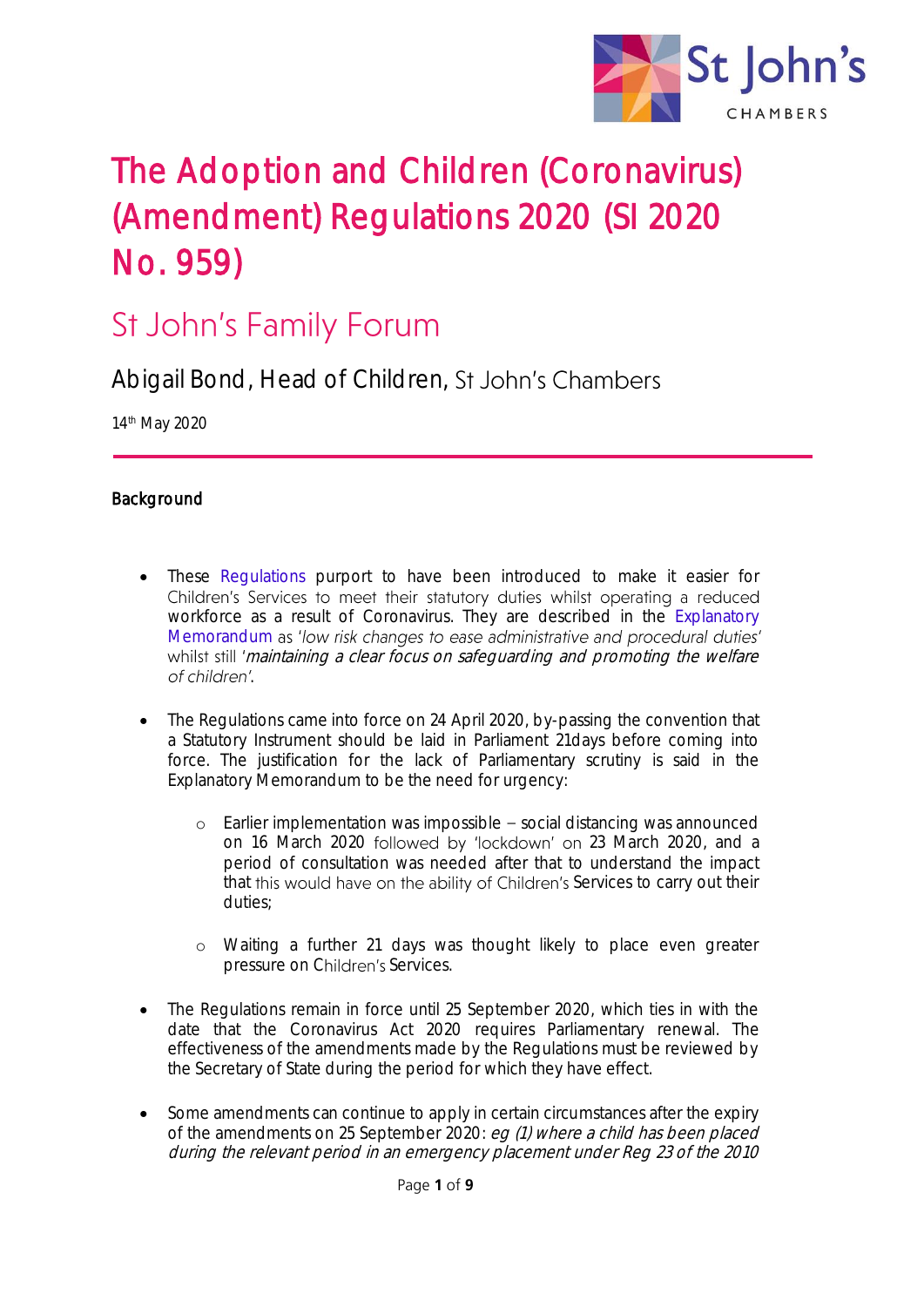# The Adoption and Children (Coronavirus) (Amendment) Regulations 2020 (SI 2020 No. 959)

## St John's Family Forum

### Abigail Bond, Head of Children, St John's Chambers

14th May 2020

---

**Background**

- These Regulations purport to have been introduced to make it easier for Children's Services to meet their statutory duties whilst operating a reduced workforce as a result of Coronavirus. They are described in the Explanatory Memorandum as '*low risk changes to ease administrative and procedural duties*' whilst still '*maintaining a clear focus on safeguarding and promoting the welfare of children*'.

- The Regulations came into force on 24 April 2020, by-passing the convention that a Statutory Instrument should be laid in Parliament 21days before coming into force. The justification for the lack of Parliamentary scrutiny is said in the Explanatory Memorandum to be the need for urgency:

    - Earlier implementation was impossible – social distancing was announced on 16 March 2020 followed by 'lockdown' on 23 March 2020, and a period of consultation was needed after that to understand the impact that this would have on the ability of Children's Services to carry out their duties;

    - Waiting a further 21 days was thought likely to place even greater pressure on Children's Services.

- The Regulations remain in force until 25 September 2020, which ties in with the date that the Coronavirus Act 2020 requires Parliamentary renewal. The effectiveness of the amendments made by the Regulations must be reviewed by the Secretary of State during the period for which they have effect.

- Some amendments can continue to apply in certain circumstances after the expiry of the amendments on 25 September 2020: *eg (1) where a child has been placed during the relevant period in an emergency placement under Reg 23 of the 2010*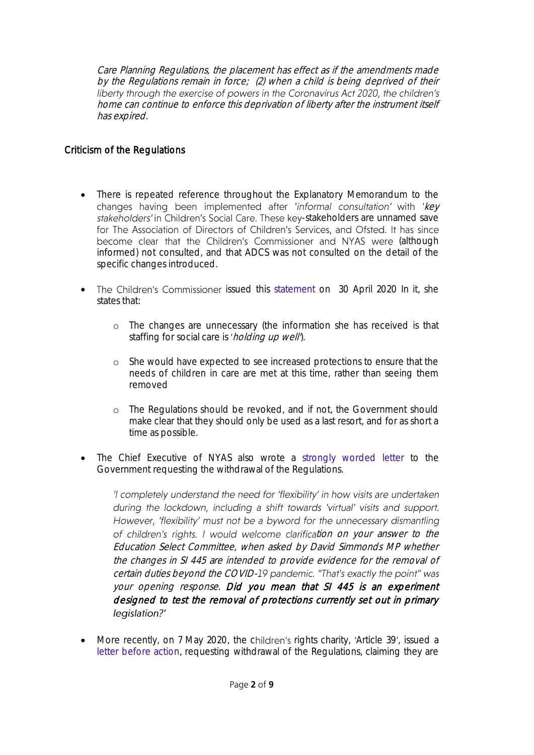*Care Planning Regulations, the placement has effect as if the amendments made by the Regulations remain in force; (2) when a child is being deprived of their liberty through the exercise of powers in the Coronavirus Act 2020, the children's home can continue to enforce this deprivation of liberty after the instrument itself has expired.*

## Criticism of the Regulations

- There is repeated reference throughout the Explanatory Memorandum to the changes having been implemented after '*informal consultation*' with '*key stakeholders*' in Children's Social Care. These key-stakeholders are unnamed save for The Association of Directors of Children's Services, and Ofsted. It has since become clear that the Children's Commissioner and NYAS were (although informed) not consulted, and that ADCS was not consulted on the detail of the specific changes introduced.

- The Children's Commissioner issued this statement on 30 April 2020 In it, she states that:

    - The changes are unnecessary (the information she has received is that staffing for social care is '*holding up well*').

    - She would have expected to see increased protections to ensure that the needs of children in care are met at this time, rather than seeing them removed

    - The Regulations should be revoked, and if not, the Government should make clear that they should only be used as a last resort, and for as short a time as possible.

- The Chief Executive of NYAS also wrote a strongly worded letter to the Government requesting the withdrawal of the Regulations.

    *'I completely understand the need for 'flexibility' in how visits are undertaken during the lockdown, including a shift towards 'virtual' visits and support. However, 'flexibility' must not be a byword for the unnecessary dismantling of children's rights. I would welcome clarification on your answer to the Education Select Committee, when asked by David Simmonds MP whether the changes in SI 445 are intended to provide evidence for the removal of certain duties beyond the COVID-19 pandemic. "That's exactly the point" was your opening response.* ***Did you mean that SI 445 is an experiment designed to test the removal of protections currently set out in primary*** *legislation?'*

- More recently, on 7 May 2020, the children's rights charity, 'Article 39', issued a letter before action, requesting withdrawal of the Regulations, claiming they are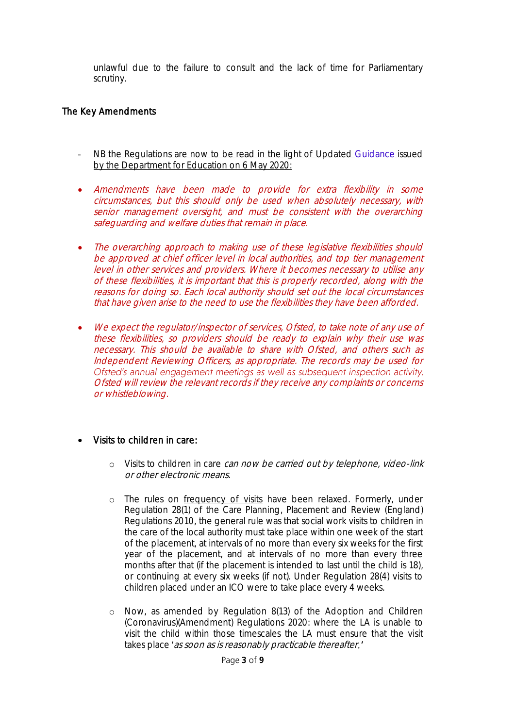unlawful due to the failure to consult and the lack of time for Parliamentary scrutiny.

## The Key Amendments

- NB the Regulations are now to be read in the light of Updated Guidance issued by the Department for Education on 6 May 2020:

- *Amendments have been made to provide for extra flexibility in some circumstances, but this should only be used when absolutely necessary, with senior management oversight, and must be consistent with the overarching safeguarding and welfare duties that remain in place.*

- *The overarching approach to making use of these legislative flexibilities should be approved at chief officer level in local authorities, and top tier management level in other services and providers. Where it becomes necessary to utilise any of these flexibilities, it is important that this is properly recorded, along with the reasons for doing so. Each local authority should set out the local circumstances that have given arise to the need to use the flexibilities they have been afforded.*

- *We expect the regulator/inspector of services, Ofsted, to take note of any use of these flexibilities, so providers should be ready to explain why their use was necessary. This should be available to share with Ofsted, and others such as Independent Reviewing Officers, as appropriate. The records may be used for Ofsted's annual engagement meetings as well as subsequent inspection activity. Ofsted will review the relevant records if they receive any complaints or concerns or whistleblowing.*

- Visits to children in care:

  - Visits to children in care *can now be carried out by telephone, video-link or other electronic means.*

  - The rules on frequency of visits have been relaxed. Formerly, under Regulation 28(1) of the Care Planning, Placement and Review (England) Regulations 2010, the general rule was that social work visits to children in the care of the local authority must take place within one week of the start of the placement, at intervals of no more than every six weeks for the first year of the placement, and at intervals of no more than every three months after that (if the placement is intended to last until the child is 18), or continuing at every six weeks (if not). Under Regulation 28(4) visits to children placed under an ICO were to take place every 4 weeks.

  - Now, as amended by Regulation 8(13) of the Adoption and Children (Coronavirus)(Amendment) Regulations 2020: where the LA is unable to visit the child within those timescales the LA must ensure that the visit takes place '*as soon as is reasonably practicable thereafter.*'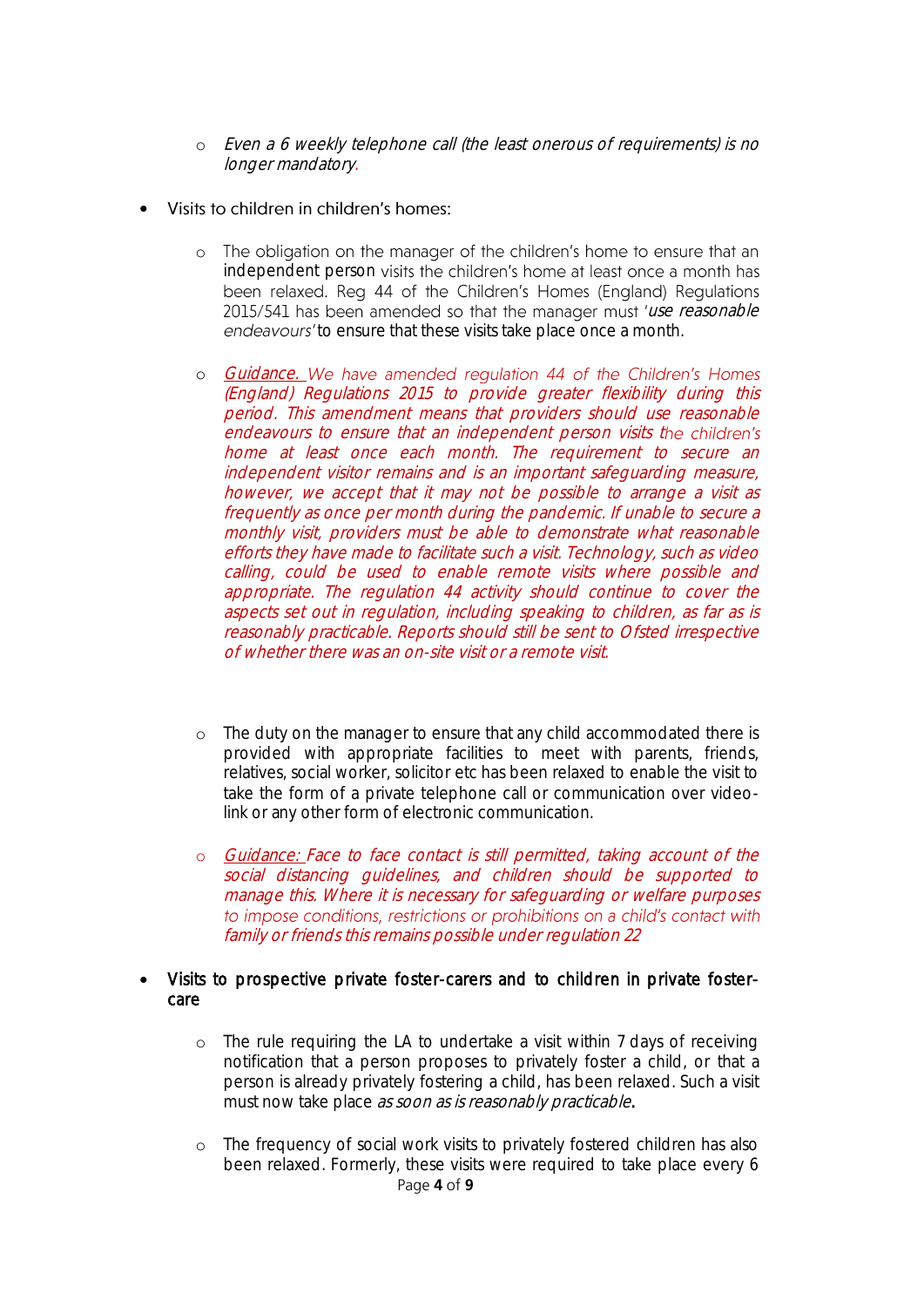- *Even a 6 weekly telephone call (the least onerous of requirements) is no longer mandatory.*

- Visits to children in children's homes:

  - The obligation on the manager of the children's home to ensure that an independent person visits the children's home at least once a month has been relaxed. Reg 44 of the Children's Homes (England) Regulations 2015/541 has been amended so that the manager must '*use reasonable endeavours'* to ensure that these visits take place once a month.

  - *Guidance. We have amended regulation 44 of the Children's Homes (England) Regulations 2015 to provide greater flexibility during this period. This amendment means that providers should use reasonable endeavours to ensure that an independent person visits the children's home at least once each month. The requirement to secure an independent visitor remains and is an important safeguarding measure, however, we accept that it may not be possible to arrange a visit as frequently as once per month during the pandemic. If unable to secure a monthly visit, providers must be able to demonstrate what reasonable efforts they have made to facilitate such a visit. Technology, such as video calling, could be used to enable remote visits where possible and appropriate. The regulation 44 activity should continue to cover the aspects set out in regulation, including speaking to children, as far as is reasonably practicable. Reports should still be sent to Ofsted irrespective of whether there was an on-site visit or a remote visit.*

  - The duty on the manager to ensure that any child accommodated there is provided with appropriate facilities to meet with parents, friends, relatives, social worker, solicitor etc has been relaxed to enable the visit to take the form of a private telephone call or communication over video-link or any other form of electronic communication.

  - *Guidance: Face to face contact is still permitted, taking account of the social distancing guidelines, and children should be supported to manage this. Where it is necessary for safeguarding or welfare purposes to impose conditions, restrictions or prohibitions on a child's contact with family or friends this remains possible under regulation 22*

- Visits to prospective private foster-carers and to children in private foster-care

  - The rule requiring the LA to undertake a visit within 7 days of receiving notification that a person proposes to privately foster a child, or that a person is already privately fostering a child, has been relaxed. Such a visit must now take place *as soon as is reasonably practicable*.

  - The frequency of social work visits to privately fostered children has also been relaxed. Formerly, these visits were required to take place every 6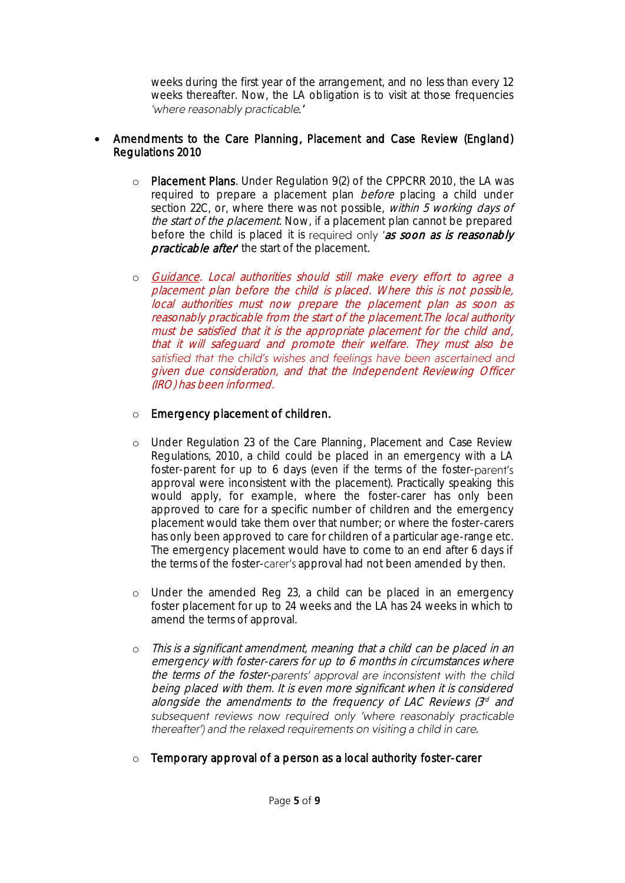weeks during the first year of the arrangement, and no less than every 12 weeks thereafter. Now, the LA obligation is to visit at those frequencies *'where reasonably practicable.'*

- **Amendments to the Care Planning, Placement and Case Review (England) Regulations 2010**

    - **Placement Plans**. Under Regulation 9(2) of the CPPCRR 2010, the LA was required to prepare a placement plan *before* placing a child under section 22C, or, where there was not possible, *within 5 working days of the start of the placement*. Now, if a placement plan cannot be prepared before the child is placed it is required only '***as soon as is reasonably practicable after***' the start of the placement.

    - *Guidance. Local authorities should still make every effort to agree a placement plan before the child is placed. Where this is not possible, local authorities must now prepare the placement plan as soon as reasonably practicable from the start of the placement.The local authority must be satisfied that it is the appropriate placement for the child and, that it will safeguard and promote their welfare. They must also be satisfied that the child's wishes and feelings have been ascertained and given due consideration, and that the Independent Reviewing Officer (IRO) has been informed.*

    - **Emergency placement of children.**

    - Under Regulation 23 of the Care Planning, Placement and Case Review Regulations, 2010, a child could be placed in an emergency with a LA foster-parent for up to 6 days (even if the terms of the foster-parent's approval were inconsistent with the placement). Practically speaking this would apply, for example, where the foster-carer has only been approved to care for a specific number of children and the emergency placement would take them over that number; or where the foster-carers has only been approved to care for children of a particular age-range etc. The emergency placement would have to come to an end after 6 days if the terms of the foster-carer's approval had not been amended by then.

    - Under the amended Reg 23, a child can be placed in an emergency foster placement for up to 24 weeks and the LA has 24 weeks in which to amend the terms of approval.

    - *This is a significant amendment, meaning that a child can be placed in an emergency with foster-carers for up to 6 months in circumstances where the terms of the foster-parents' approval are inconsistent with the child being placed with them. It is even more significant when it is considered alongside the amendments to the frequency of LAC Reviews (3rd and subsequent reviews now required only 'where reasonably practicable thereafter') and the relaxed requirements on visiting a child in care.*

    - **Temporary approval of a person as a local authority foster-carer**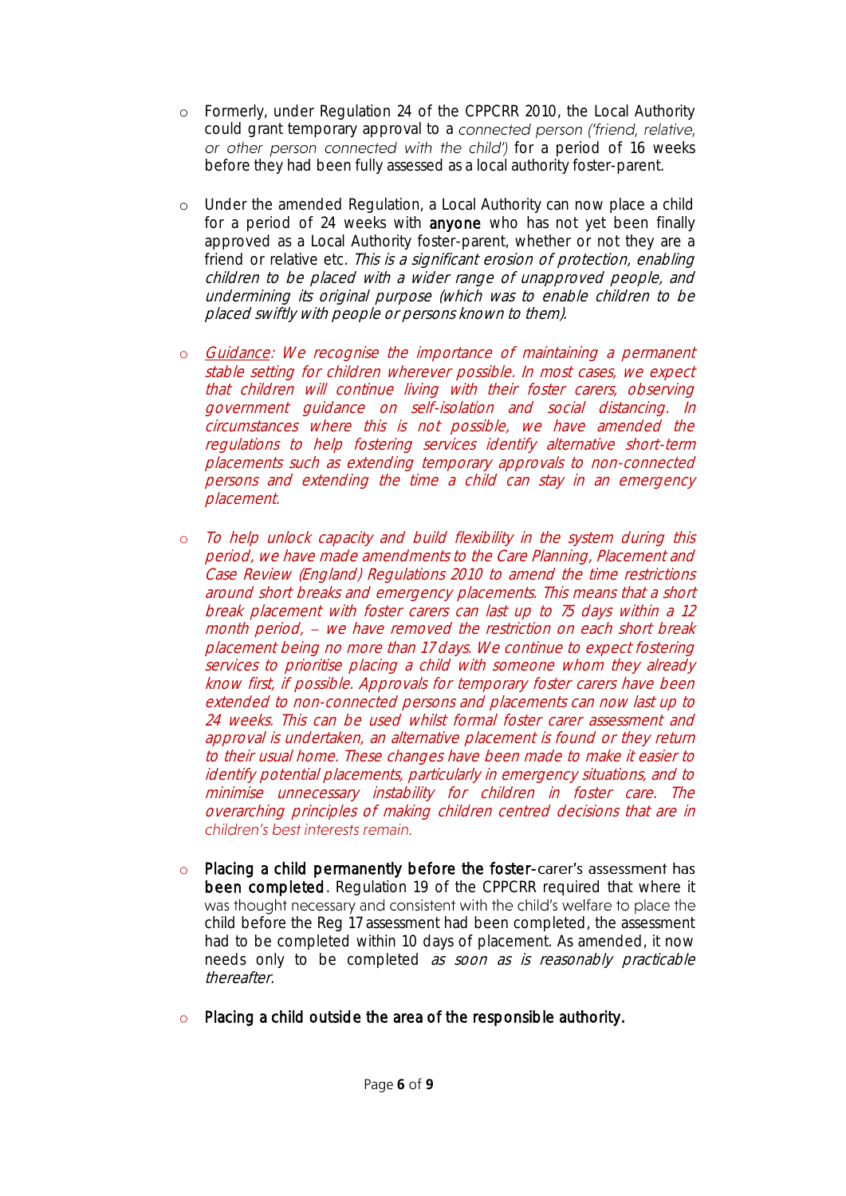- Formerly, under Regulation 24 of the CPPCRR 2010, the Local Authority could grant temporary approval to a *connected person ('friend, relative, or other person connected with the child')* for a period of 16 weeks before they had been fully assessed as a local authority foster-parent.

- Under the amended Regulation, a Local Authority can now place a child for a period of 24 weeks with **anyone** who has not yet been finally approved as a Local Authority foster-parent, whether or not they are a friend or relative etc. *This is a significant erosion of protection, enabling children to be placed with a wider range of unapproved people, and undermining its original purpose (which was to enable children to be placed swiftly with people or persons known to them).*

- *Guidance: We recognise the importance of maintaining a permanent stable setting for children wherever possible. In most cases, we expect that children will continue living with their foster carers, observing government guidance on self-isolation and social distancing. In circumstances where this is not possible, we have amended the regulations to help fostering services identify alternative short-term placements such as extending temporary approvals to non-connected persons and extending the time a child can stay in an emergency placement.*

- *To help unlock capacity and build flexibility in the system during this period, we have made amendments to the Care Planning, Placement and Case Review (England) Regulations 2010 to amend the time restrictions around short breaks and emergency placements. This means that a short break placement with foster carers can last up to 75 days within a 12 month period, – we have removed the restriction on each short break placement being no more than 17 days. We continue to expect fostering services to prioritise placing a child with someone whom they already know first, if possible. Approvals for temporary foster carers have been extended to non-connected persons and placements can now last up to 24 weeks. This can be used whilst formal foster carer assessment and approval is undertaken, an alternative placement is found or they return to their usual home. These changes have been made to make it easier to identify potential placements, particularly in emergency situations, and to minimise unnecessary instability for children in foster care. The overarching principles of making children centred decisions that are in children's best interests remain.*

- **Placing a child permanently before the foster-carer's assessment has been completed**. Regulation 19 of the CPPCRR required that where it was thought necessary and consistent with the child's welfare to place the child before the Reg 17 assessment had been completed, the assessment had to be completed within 10 days of placement. As amended, it now needs only to be completed *as soon as is reasonably practicable thereafter.*

- **Placing a child outside the area of the responsible authority.**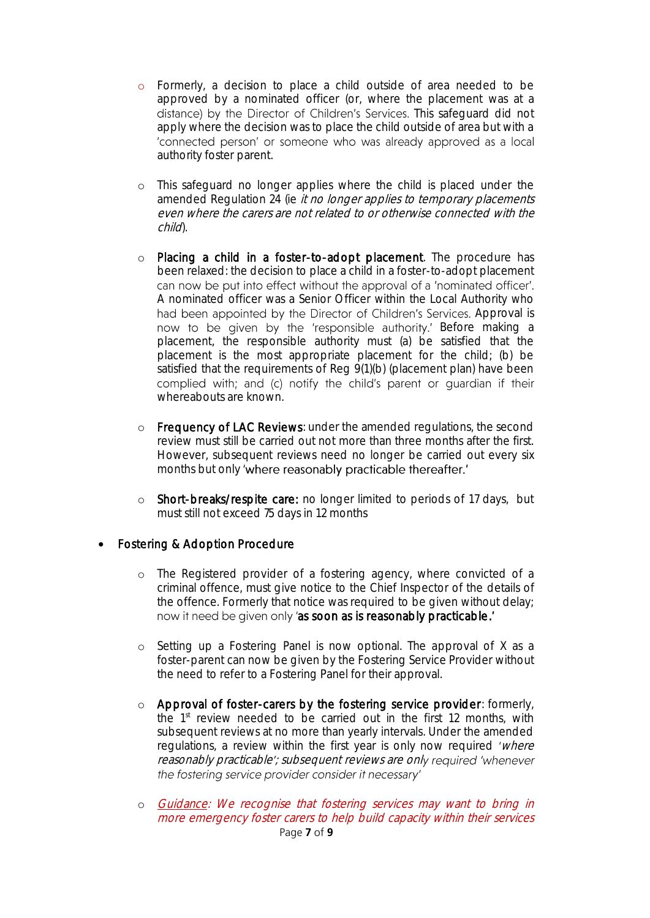- Formerly, a decision to place a child outside of area needed to be approved by a nominated officer (or, where the placement was at a distance) by the Director of Children's Services. This safeguard did not apply where the decision was to place the child outside of area but with a 'connected person' or someone who was already approved as a local authority foster parent.

- This safeguard no longer applies where the child is placed under the amended Regulation 24 (ie *it no longer applies to temporary placements even where the carers are not related to or otherwise connected with the child*).

- **Placing a child in a foster-to-adopt placement**. The procedure has been relaxed: the decision to place a child in a foster-to-adopt placement can now be put into effect without the approval of a 'nominated officer'. A nominated officer was a Senior Officer within the Local Authority who had been appointed by the Director of Children's Services. Approval is now to be given by the 'responsible authority.' Before making a placement, the responsible authority must (a) be satisfied that the placement is the most appropriate placement for the child; (b) be satisfied that the requirements of Reg 9(1)(b) (placement plan) have been complied with; and (c) notify the child's parent or guardian if their whereabouts are known.

- **Frequency of LAC Reviews**: under the amended regulations, the second review must still be carried out not more than three months after the first. However, subsequent reviews need no longer be carried out every six months but only 'where reasonably practicable thereafter.'

- **Short-breaks/respite care:** no longer limited to periods of 17 days, but must still not exceed 75 days in 12 months

- **Fostering & Adoption Procedure**

  - The Registered provider of a fostering agency, where convicted of a criminal offence, must give notice to the Chief Inspector of the details of the offence. Formerly that notice was required to be given without delay; now it need be given only '**as soon as is reasonably practicable.**'

  - Setting up a Fostering Panel is now optional. The approval of X as a foster-parent can now be given by the Fostering Service Provider without the need to refer to a Fostering Panel for their approval.

  - **Approval of foster-carers by the fostering service provider**: formerly, the 1st review needed to be carried out in the first 12 months, with subsequent reviews at no more than yearly intervals. Under the amended regulations, a review within the first year is only now required '*where reasonably practicable'; subsequent reviews are only required 'whenever the fostering service provider consider it necessary'*

  - *Guidance: We recognise that fostering services may want to bring in more emergency foster carers to help build capacity within their services*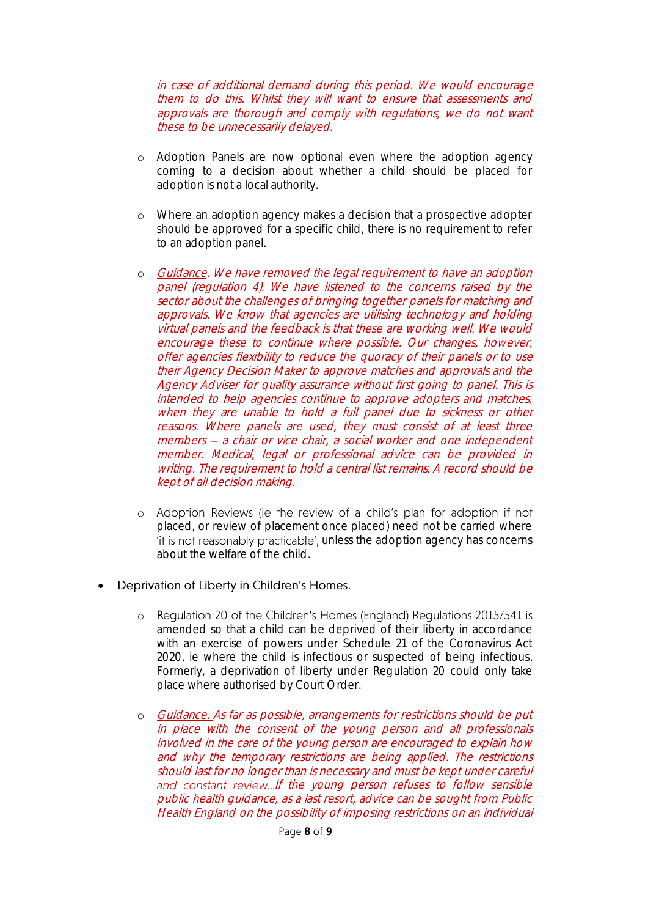*in case of additional demand during this period. We would encourage them to do this. Whilst they will want to ensure that assessments and approvals are thorough and comply with regulations, we do not want these to be unnecessarily delayed.*

- Adoption Panels are now optional even where the adoption agency coming to a decision about whether a child should be placed for adoption is not a local authority.

- Where an adoption agency makes a decision that a prospective adopter should be approved for a specific child, there is no requirement to refer to an adoption panel.

- *Guidance. We have removed the legal requirement to have an adoption panel (regulation 4). We have listened to the concerns raised by the sector about the challenges of bringing together panels for matching and approvals. We know that agencies are utilising technology and holding virtual panels and the feedback is that these are working well. We would encourage these to continue where possible. Our changes, however, offer agencies flexibility to reduce the quoracy of their panels or to use their Agency Decision Maker to approve matches and approvals and the Agency Adviser for quality assurance without first going to panel. This is intended to help agencies continue to approve adopters and matches, when they are unable to hold a full panel due to sickness or other reasons. Where panels are used, they must consist of at least three members – a chair or vice chair, a social worker and one independent member. Medical, legal or professional advice can be provided in writing. The requirement to hold a central list remains. A record should be kept of all decision making.*

- Adoption Reviews (ie the review of a child's plan for adoption if not placed, or review of placement once placed) need not be carried where 'it is not reasonably practicable', unless the adoption agency has concerns about the welfare of the child.

- Deprivation of Liberty in Children's Homes.

  - Regulation 20 of the Children's Homes (England) Regulations 2015/541 is amended so that a child can be deprived of their liberty in accordance with an exercise of powers under Schedule 21 of the Coronavirus Act 2020, ie where the child is infectious or suspected of being infectious. Formerly, a deprivation of liberty under Regulation 20 could only take place where authorised by Court Order.

  - *Guidance. As far as possible, arrangements for restrictions should be put in place with the consent of the young person and all professionals involved in the care of the young person are encouraged to explain how and why the temporary restrictions are being applied. The restrictions should last for no longer than is necessary and must be kept under careful and constant review…If the young person refuses to follow sensible public health guidance, as a last resort, advice can be sought from Public Health England on the possibility of imposing restrictions on an individual*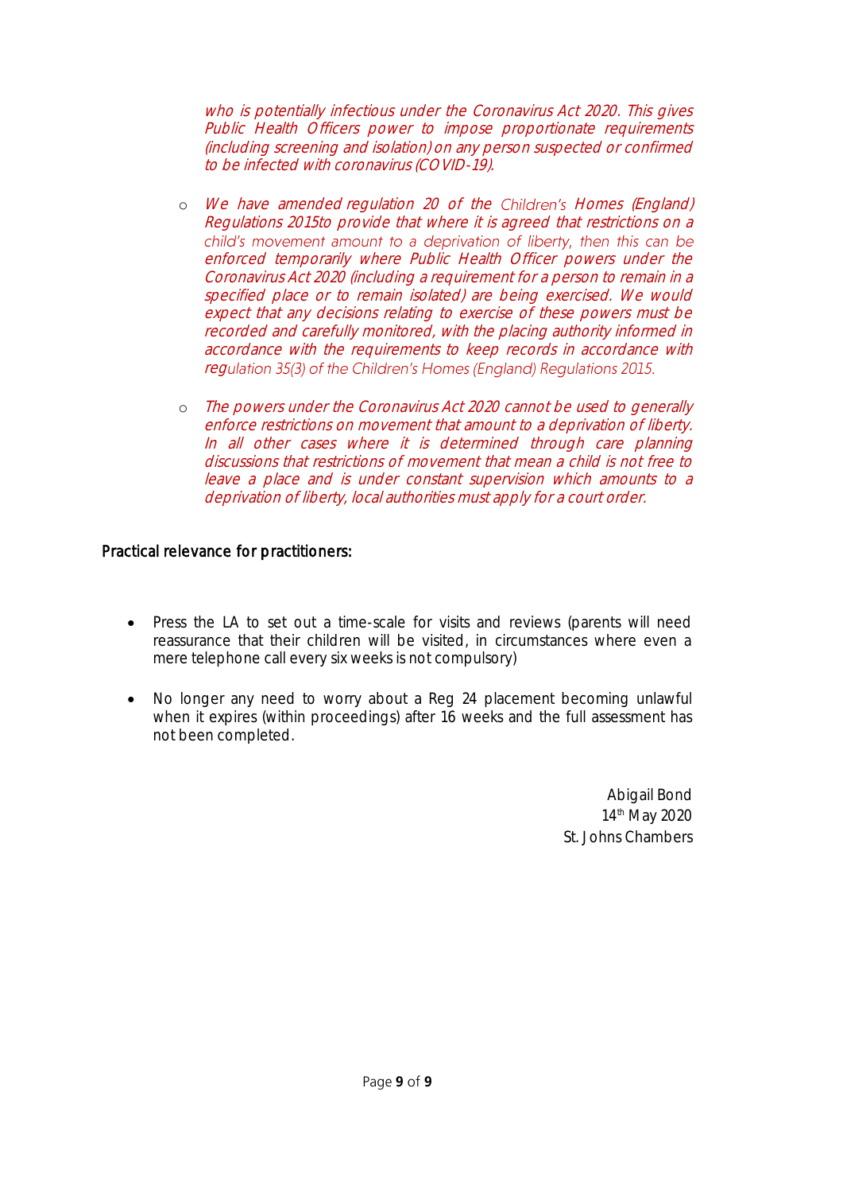*who is potentially infectious under the Coronavirus Act 2020. This gives Public Health Officers power to impose proportionate requirements (including screening and isolation) on any person suspected or confirmed to be infected with coronavirus (COVID-19).*

- *We have amended regulation 20 of the Children's Homes (England) Regulations 2015to provide that where it is agreed that restrictions on a child's movement amount to a deprivation of liberty, then this can be enforced temporarily where Public Health Officer powers under the Coronavirus Act 2020 (including a requirement for a person to remain in a specified place or to remain isolated) are being exercised. We would expect that any decisions relating to exercise of these powers must be recorded and carefully monitored, with the placing authority informed in accordance with the requirements to keep records in accordance with regulation 35(3) of the Children's Homes (England) Regulations 2015.*

- *The powers under the Coronavirus Act 2020 cannot be used to generally enforce restrictions on movement that amount to a deprivation of liberty. In all other cases where it is determined through care planning discussions that restrictions of movement that mean a child is not free to leave a place and is under constant supervision which amounts to a deprivation of liberty, local authorities must apply for a court order.*

## Practical relevance for practitioners:

- Press the LA to set out a time-scale for visits and reviews (parents will need reassurance that their children will be visited, in circumstances where even a mere telephone call every six weeks is not compulsory)

- No longer any need to worry about a Reg 24 placement becoming unlawful when it expires (within proceedings) after 16 weeks and the full assessment has not been completed.

Abigail Bond
14th May 2020
St. Johns Chambers